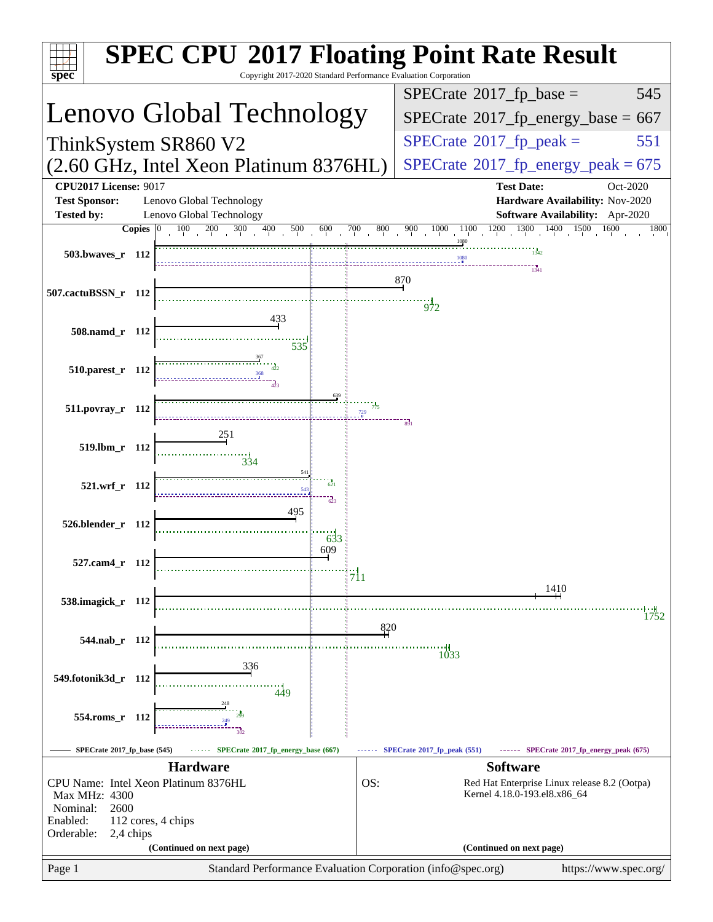# SPEC CPU 2017 Floating Point Rate Result

Copyright 2017-2020 Standard Performance Evaluation Corporation

## Lenovo Global Technology

ThinkSystem SR860 V2
(2.60 GHz, Intel Xeon Platinum 8376HL)

| | |
|---|---|
| SPECrate 2017_fp_base = | 545 |
| SPECrate 2017_fp_energy_base = | 667 |
| SPECrate 2017_fp_peak = | 551 |
| SPECrate 2017_fp_energy_peak = | 675 |

**CPU2017 License:** 9017
**Test Sponsor:** Lenovo Global Technology
**Tested by:** Lenovo Global Technology
**Test Date:** Oct-2020
**Hardware Availability:** Nov-2020
**Software Availability:** Apr-2020

| Benchmark | Copies | Base | Energy Base | Peak | Energy Peak |
|---|---|---|---|---|---|
| 503.bwaves_r | 112 | 1080 | 1342 | 1080 | 1341 |
| 507.cactuBSSN_r | 112 | 870 | 972 | | |
| 508.namd_r | 112 | 433 | 535 | | |
| 510.parest_r | 112 | 367 | 422 | 368 | 423 |
| 511.povray_r | 112 | 639 | 775 | 729 | 891 |
| 519.lbm_r | 112 | 251 | 334 | | |
| 521.wrf_r | 112 | 541 | 621 | 543 | 623 |
| 526.blender_r | 112 | 495 | 633 | | |
| 527.cam4_r | 112 | 609 | 711 | | |
| 538.imagick_r | 112 | 1410 | 1752 | | |
| 544.nab_r | 112 | 820 | 1033 | | |
| 549.fotonik3d_r | 112 | 336 | 449 | | |
| 554.roms_r | 112 | 248 | 299 | 249 | 302 |

SPECrate 2017_fp_base (545) · SPECrate 2017_fp_energy_base (667) · SPECrate 2017_fp_peak (551) · SPECrate 2017_fp_energy_peak (675)

### Hardware

CPU Name: Intel Xeon Platinum 8376HL
Max MHz: 4300
Nominal: 2600
Enabled: 112 cores, 4 chips
Orderable: 2,4 chips

(Continued on next page)

### Software

OS: Red Hat Enterprise Linux release 8.2 (Ootpa)
Kernel 4.18.0-193.el8.x86_64

(Continued on next page)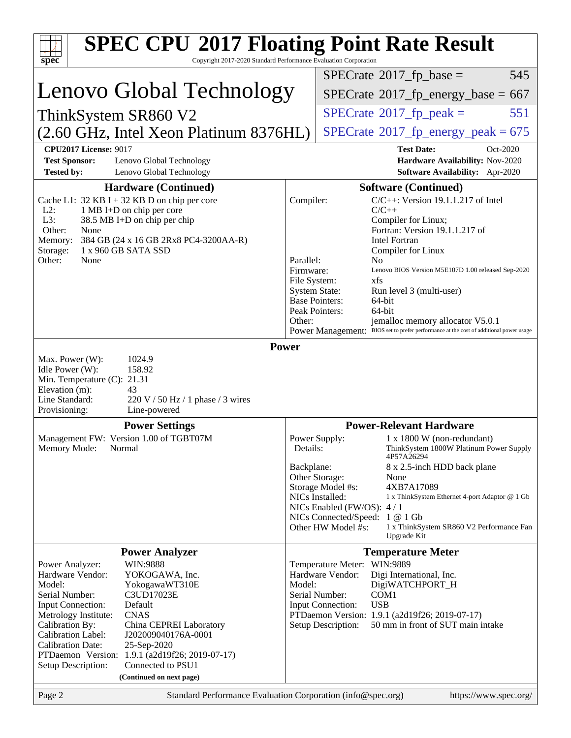# SPEC CPU 2017 Floating Point Rate Result

Copyright 2017-2020 Standard Performance Evaluation Corporation

## Lenovo Global Technology

ThinkSystem SR860 V2
(2.60 GHz, Intel Xeon Platinum 8376HL)

| | |
|---|---|
| SPECrate 2017_fp_base = | 545 |
| SPECrate 2017_fp_energy_base = | 667 |
| SPECrate 2017_fp_peak = | 551 |
| SPECrate 2017_fp_energy_peak = | 675 |

**CPU2017 License:** 9017
**Test Sponsor:** Lenovo Global Technology
**Tested by:** Lenovo Global Technology

**Test Date:** Oct-2020
**Hardware Availability:** Nov-2020
**Software Availability:** Apr-2020

### Hardware (Continued)

| | |
|---|---|
| Cache L1: | 32 KB I + 32 KB D on chip per core |
| L2: | 1 MB I+D on chip per core |
| L3: | 38.5 MB I+D on chip per chip |
| Other: | None |
| Memory: | 384 GB (24 x 16 GB 2Rx8 PC4-3200AA-R) |
| Storage: | 1 x 960 GB SATA SSD |
| Other: | None |

### Software (Continued)

| | |
|---|---|
| Compiler: | C/C++: Version 19.1.1.217 of Intel C/C++ Compiler for Linux; Fortran: Version 19.1.1.217 of Intel Fortran Compiler for Linux |
| Parallel: | No |
| Firmware: | Lenovo BIOS Version M5E107D 1.00 released Sep-2020 |
| File System: | xfs |
| System State: | Run level 3 (multi-user) |
| Base Pointers: | 64-bit |
| Peak Pointers: | 64-bit |
| Other: | jemalloc memory allocator V5.0.1 |
| Power Management: | BIOS set to prefer performance at the cost of additional power usage |

### Power

| | |
|---|---|
| Max. Power (W): | 1024.9 |
| Idle Power (W): | 158.92 |
| Min. Temperature (C): | 21.31 |
| Elevation (m): | 43 |
| Line Standard: | 220 V / 50 Hz / 1 phase / 3 wires |
| Provisioning: | Line-powered |

### Power Settings

| | |
|---|---|
| Management FW: | Version 1.00 of TGBT07M |
| Memory Mode: | Normal |

### Power-Relevant Hardware

| | |
|---|---|
| Power Supply: | 1 x 1800 W (non-redundant) |
| Details: | ThinkSystem 1800W Platinum Power Supply 4P57A26294 |
| Backplane: | 8 x 2.5-inch HDD back plane |
| Other Storage: | None |
| Storage Model #s: | 4XB7A17089 |
| NICs Installed: | 1 x ThinkSystem Ethernet 4-port Adaptor @ 1 Gb |
| NICs Enabled (FW/OS): | 4 / 1 |
| NICs Connected/Speed: | 1 @ 1 Gb |
| Other HW Model #s: | 1 x ThinkSystem SR860 V2 Performance Fan Upgrade Kit |

### Power Analyzer

| | |
|---|---|
| Power Analyzer: | WIN:9888 |
| Hardware Vendor: | YOKOGAWA, Inc. |
| Model: | YokogawaWT310E |
| Serial Number: | C3UD17023E |
| Input Connection: | Default |
| Metrology Institute: | CNAS |
| Calibration By: | China CEPREI Laboratory |
| Calibration Label: | J202009040176A-0001 |
| Calibration Date: | 25-Sep-2020 |
| PTDaemon Version: | 1.9.1 (a2d19f26; 2019-07-17) |
| Setup Description: | Connected to PSU1 |

### Temperature Meter

| | |
|---|---|
| Temperature Meter: | WIN:9889 |
| Hardware Vendor: | Digi International, Inc. |
| Model: | DigiWATCHPORT_H |
| Serial Number: | COM1 |
| Input Connection: | USB |
| PTDaemon Version: | 1.9.1 (a2d19f26; 2019-07-17) |
| Setup Description: | 50 mm in front of SUT main intake |

(Continued on next page)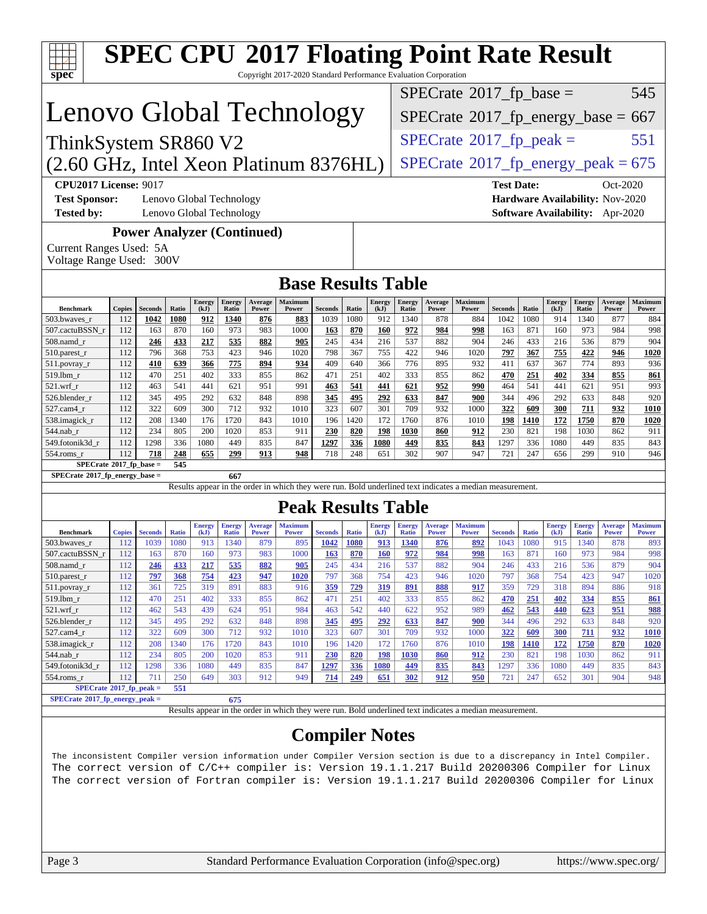# SPEC CPU 2017 Floating Point Rate Result

Copyright 2017-2020 Standard Performance Evaluation Corporation

## Lenovo Global Technology

ThinkSystem SR860 V2
(2.60 GHz, Intel Xeon Platinum 8376HL)

| | |
|---|---|
| SPECrate 2017_fp_base = | 545 |
| SPECrate 2017_fp_energy_base = | 667 |
| SPECrate 2017_fp_peak = | 551 |
| SPECrate 2017_fp_energy_peak = | 675 |

**CPU2017 License:** 9017
**Test Sponsor:** Lenovo Global Technology
**Tested by:** Lenovo Global Technology

**Test Date:** Oct-2020
**Hardware Availability:** Nov-2020
**Software Availability:** Apr-2020

### Power Analyzer (Continued)

Current Ranges Used: 5A
Voltage Range Used: 300V

## Base Results Table

| Benchmark | Copies | Seconds | Ratio | Energy (kJ) | Energy Ratio | Average Power | Maximum Power | Seconds | Ratio | Energy (kJ) | Energy Ratio | Average Power | Maximum Power | Seconds | Ratio | Energy (kJ) | Energy Ratio | Average Power | Maximum Power |
|---|---|---|---|---|---|---|---|---|---|---|---|---|---|---|---|---|---|---|---|
| 503.bwaves_r | 112 | **1042** | **1080** | **912** | **1340** | **876** | **883** | 1039 | 1080 | 912 | 1340 | 878 | 884 | 1042 | 1080 | 914 | 1340 | 877 | 884 |
| 507.cactuBSSN_r | 112 | 163 | 870 | 160 | 973 | 983 | 1000 | **163** | **870** | **160** | **972** | **984** | **998** | 163 | 871 | 160 | 973 | 984 | 998 |
| 508.namd_r | 112 | **246** | **433** | **217** | **535** | **882** | **905** | 245 | 434 | 216 | 537 | 882 | 904 | 246 | 433 | 216 | 536 | 879 | 904 |
| 510.parest_r | 112 | 796 | 368 | 753 | 423 | 946 | 1020 | 798 | 367 | 755 | 422 | 946 | 1020 | **797** | **367** | **755** | **422** | **946** | **1020** |
| 511.povray_r | 112 | **410** | **639** | **366** | **775** | **894** | **934** | 409 | 640 | 366 | 776 | 895 | 932 | 411 | 637 | 367 | 774 | 893 | 936 |
| 519.lbm_r | 112 | 470 | 251 | 402 | 333 | 855 | 862 | 471 | 251 | 402 | 333 | 855 | 862 | **470** | **251** | **402** | **334** | **855** | **861** |
| 521.wrf_r | 112 | 463 | 541 | 441 | 621 | 951 | 991 | **463** | **541** | **441** | **621** | **952** | **990** | 464 | 541 | 441 | 621 | 951 | 993 |
| 526.blender_r | 112 | 345 | 495 | 292 | 632 | 848 | 898 | **345** | **495** | **292** | **633** | **847** | **900** | 344 | 496 | 292 | 633 | 848 | 920 |
| 527.cam4_r | 112 | 322 | 609 | 300 | 712 | 932 | 1010 | 323 | 607 | 301 | 709 | 932 | 1000 | **322** | **609** | **300** | **711** | **932** | **1010** |
| 538.imagick_r | 112 | 208 | 1340 | 176 | 1720 | 843 | 1010 | 196 | 1420 | 172 | 1760 | 876 | 1010 | **198** | **1410** | **172** | **1750** | **870** | **1020** |
| 544.nab_r | 112 | 234 | 805 | 200 | 1020 | 853 | 911 | **230** | **820** | **198** | **1030** | **860** | **912** | 230 | 821 | 198 | 1030 | 862 | 911 |
| 549.fotonik3d_r | 112 | 1298 | 336 | 1080 | 449 | 835 | 847 | **1297** | **336** | **1080** | **449** | **835** | **843** | 1297 | 336 | 1080 | 449 | 835 | 843 |
| 554.roms_r | 112 | **718** | **248** | **655** | **299** | **913** | **948** | 718 | 248 | 651 | 302 | 907 | 947 | 721 | 247 | 656 | 299 | 910 | 946 |
| SPECrate 2017_fp_base = | | 545 | | | | | | | | | | | | | | | | | |
| SPECrate 2017_fp_energy_base = | | | | 667 | | | | | | | | | | | | | | | |

Results appear in the order in which they were run. Bold underlined text indicates a median measurement.

## Peak Results Table

| Benchmark | Copies | Seconds | Ratio | Energy (kJ) | Energy Ratio | Average Power | Maximum Power | Seconds | Ratio | Energy (kJ) | Energy Ratio | Average Power | Maximum Power | Seconds | Ratio | Energy (kJ) | Energy Ratio | Average Power | Maximum Power |
|---|---|---|---|---|---|---|---|---|---|---|---|---|---|---|---|---|---|---|---|
| 503.bwaves_r | 112 | 1039 | 1080 | 913 | 1340 | 879 | 895 | **1042** | **1080** | **913** | **1340** | **876** | **892** | 1043 | 1080 | 915 | 1340 | 878 | 893 |
| 507.cactuBSSN_r | 112 | 163 | 870 | 160 | 973 | 983 | 1000 | **163** | **870** | **160** | **972** | **984** | **998** | 163 | 871 | 160 | 973 | 984 | 998 |
| 508.namd_r | 112 | **246** | **433** | **217** | **535** | **882** | **905** | 245 | 434 | 216 | 537 | 882 | 904 | 246 | 433 | 216 | 536 | 879 | 904 |
| 510.parest_r | 112 | **797** | **368** | **754** | **423** | **947** | **1020** | 797 | 368 | 754 | 423 | 946 | 1020 | 797 | 368 | 754 | 423 | 947 | 1020 |
| 511.povray_r | 112 | 361 | 725 | 319 | 891 | 883 | 916 | **359** | **729** | **319** | **891** | **888** | **917** | 359 | 729 | 318 | 894 | 886 | 918 |
| 519.lbm_r | 112 | 470 | 251 | 402 | 333 | 855 | 862 | 471 | 251 | 402 | 333 | 855 | 862 | **470** | **251** | **402** | **334** | **855** | **861** |
| 521.wrf_r | 112 | 462 | 543 | 439 | 624 | 951 | 984 | 463 | 542 | 440 | 622 | 952 | 989 | **462** | **543** | **440** | **623** | **951** | **988** |
| 526.blender_r | 112 | 345 | 495 | 292 | 632 | 848 | 898 | **345** | **495** | **292** | **633** | **847** | **900** | 344 | 496 | 292 | 633 | 848 | 920 |
| 527.cam4_r | 112 | 322 | 609 | 300 | 712 | 932 | 1010 | 323 | 607 | 301 | 709 | 932 | 1000 | **322** | **609** | **300** | **711** | **932** | **1010** |
| 538.imagick_r | 112 | 208 | 1340 | 176 | 1720 | 843 | 1010 | 196 | 1420 | 172 | 1760 | 876 | 1010 | **198** | **1410** | **172** | **1750** | **870** | **1020** |
| 544.nab_r | 112 | 234 | 805 | 200 | 1020 | 853 | 911 | **230** | **820** | **198** | **1030** | **860** | **912** | 230 | 821 | 198 | 1030 | 862 | 911 |
| 549.fotonik3d_r | 112 | 1298 | 336 | 1080 | 449 | 835 | 847 | **1297** | **336** | **1080** | **449** | **835** | **843** | 1297 | 336 | 1080 | 449 | 835 | 843 |
| 554.roms_r | 112 | 711 | 250 | 649 | 303 | 912 | 949 | **714** | **249** | **651** | **302** | **912** | **950** | 721 | 247 | 652 | 301 | 904 | 948 |
| SPECrate 2017_fp_peak = | | 551 | | | | | | | | | | | | | | | | | |
| SPECrate 2017_fp_energy_peak = | | | | 675 | | | | | | | | | | | | | | | |

Results appear in the order in which they were run. Bold underlined text indicates a median measurement.

## Compiler Notes

```
The inconsistent Compiler version information under Compiler Version section is due to a discrepancy in Intel Compiler.
The correct version of C/C++ compiler is: Version 19.1.1.217 Build 20200306 Compiler for Linux
The correct version of Fortran compiler is: Version 19.1.1.217 Build 20200306 Compiler for Linux
```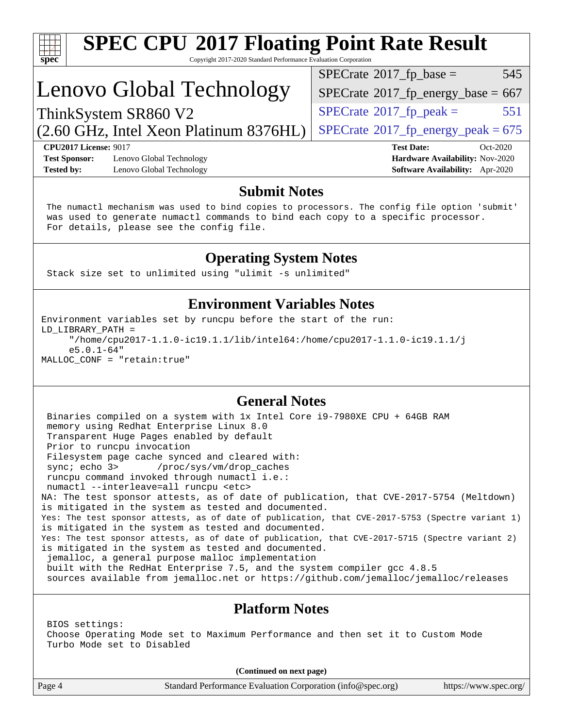# SPEC CPU 2017 Floating Point Rate Result

Copyright 2017-2020 Standard Performance Evaluation Corporation

## Lenovo Global Technology

ThinkSystem SR860 V2
(2.60 GHz, Intel Xeon Platinum 8376HL)

| | |
|---|---|
| SPECrate 2017_fp_base = | 545 |
| SPECrate 2017_fp_energy_base = | 667 |
| SPECrate 2017_fp_peak = | 551 |
| SPECrate 2017_fp_energy_peak = | 675 |

**CPU2017 License:** 9017
**Test Sponsor:** Lenovo Global Technology
**Tested by:** Lenovo Global Technology

**Test Date:** Oct-2020
**Hardware Availability:** Nov-2020
**Software Availability:** Apr-2020

### Submit Notes

```
The numactl mechanism was used to bind copies to processors. The config file option 'submit'
was used to generate numactl commands to bind each copy to a specific processor.
For details, please see the config file.
```

### Operating System Notes

```
Stack size set to unlimited using "ulimit -s unlimited"
```

### Environment Variables Notes

```
Environment variables set by runcpu before the start of the run:
LD_LIBRARY_PATH =
     "/home/cpu2017-1.1.0-ic19.1.1/lib/intel64:/home/cpu2017-1.1.0-ic19.1.1/j
     e5.0.1-64"
MALLOC_CONF = "retain:true"
```

### General Notes

```
 Binaries compiled on a system with 1x Intel Core i9-7980XE CPU + 64GB RAM
 memory using Redhat Enterprise Linux 8.0
 Transparent Huge Pages enabled by default
 Prior to runcpu invocation
 Filesystem page cache synced and cleared with:
 sync; echo 3>       /proc/sys/vm/drop_caches
 runcpu command invoked through numactl i.e.:
 numactl --interleave=all runcpu <etc>
NA: The test sponsor attests, as of date of publication, that CVE-2017-5754 (Meltdown)
is mitigated in the system as tested and documented.
Yes: The test sponsor attests, as of date of publication, that CVE-2017-5753 (Spectre variant 1)
is mitigated in the system as tested and documented.
Yes: The test sponsor attests, as of date of publication, that CVE-2017-5715 (Spectre variant 2)
is mitigated in the system as tested and documented.
 jemalloc, a general purpose malloc implementation
 built with the RedHat Enterprise 7.5, and the system compiler gcc 4.8.5
 sources available from jemalloc.net or https://github.com/jemalloc/jemalloc/releases
```

### Platform Notes

```
 BIOS settings:
 Choose Operating Mode set to Maximum Performance and then set it to Custom Mode
 Turbo Mode set to Disabled
```

**(Continued on next page)**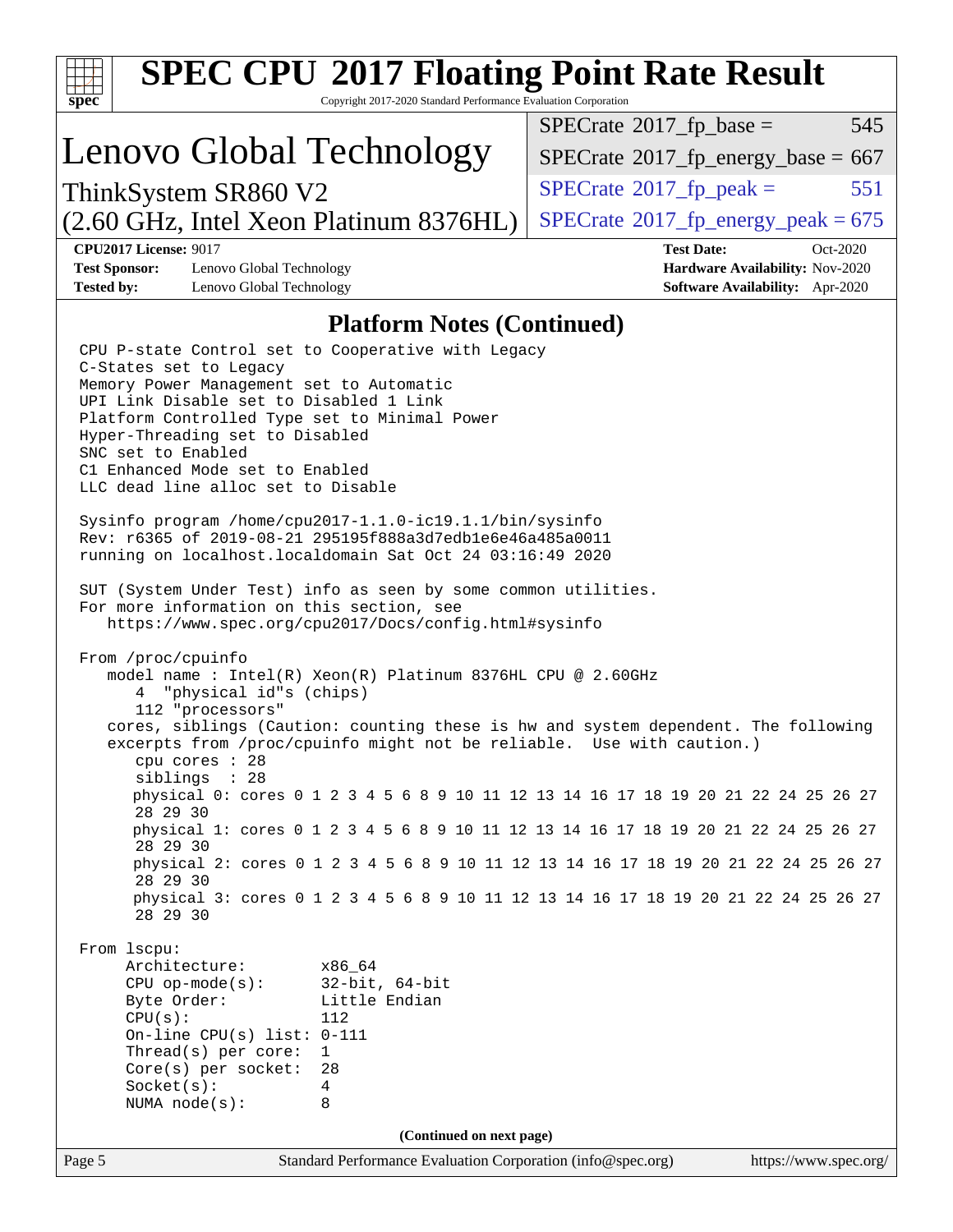# SPEC CPU 2017 Floating Point Rate Result

Copyright 2017-2020 Standard Performance Evaluation Corporation

## Lenovo Global Technology

ThinkSystem SR860 V2
(2.60 GHz, Intel Xeon Platinum 8376HL)

| | |
|---|---|
| SPECrate 2017_fp_base = | 545 |
| SPECrate 2017_fp_energy_base = | 667 |
| SPECrate 2017_fp_peak = | 551 |
| SPECrate 2017_fp_energy_peak = | 675 |

**CPU2017 License:** 9017
**Test Sponsor:** Lenovo Global Technology
**Tested by:** Lenovo Global Technology
**Test Date:** Oct-2020
**Hardware Availability:** Nov-2020
**Software Availability:** Apr-2020

### Platform Notes (Continued)

```
CPU P-state Control set to Cooperative with Legacy
C-States set to Legacy
Memory Power Management set to Automatic
UPI Link Disable set to Disabled 1 Link
Platform Controlled Type set to Minimal Power
Hyper-Threading set to Disabled
SNC set to Enabled
C1 Enhanced Mode set to Enabled
LLC dead line alloc set to Disable

Sysinfo program /home/cpu2017-1.1.0-ic19.1.1/bin/sysinfo
Rev: r6365 of 2019-08-21 295195f888a3d7edb1e6e46a485a0011
running on localhost.localdomain Sat Oct 24 03:16:49 2020

SUT (System Under Test) info as seen by some common utilities.
For more information on this section, see
   https://www.spec.org/cpu2017/Docs/config.html#sysinfo

From /proc/cpuinfo
   model name : Intel(R) Xeon(R) Platinum 8376HL CPU @ 2.60GHz
      4  "physical id"s (chips)
      112 "processors"
   cores, siblings (Caution: counting these is hw and system dependent. The following
   excerpts from /proc/cpuinfo might not be reliable.  Use with caution.)
      cpu cores : 28
      siblings  : 28
      physical 0: cores 0 1 2 3 4 5 6 8 9 10 11 12 13 14 16 17 18 19 20 21 22 24 25 26 27
      28 29 30
      physical 1: cores 0 1 2 3 4 5 6 8 9 10 11 12 13 14 16 17 18 19 20 21 22 24 25 26 27
      28 29 30
      physical 2: cores 0 1 2 3 4 5 6 8 9 10 11 12 13 14 16 17 18 19 20 21 22 24 25 26 27
      28 29 30
      physical 3: cores 0 1 2 3 4 5 6 8 9 10 11 12 13 14 16 17 18 19 20 21 22 24 25 26 27
      28 29 30

From lscpu:
     Architecture:          x86_64
     CPU op-mode(s):        32-bit, 64-bit
     Byte Order:            Little Endian
     CPU(s):                112
     On-line CPU(s) list: 0-111
     Thread(s) per core:  1
     Core(s) per socket:  28
     Socket(s):             4
     NUMA node(s):          8
```

(Continued on next page)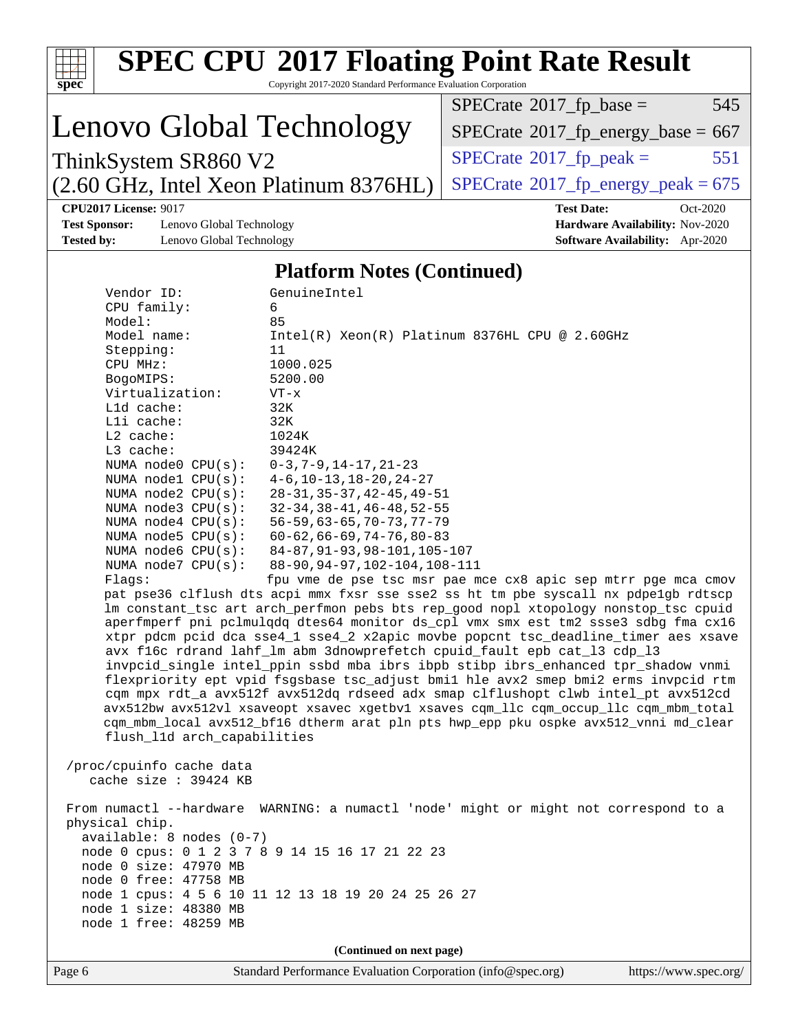# SPEC CPU 2017 Floating Point Rate Result

Copyright 2017-2020 Standard Performance Evaluation Corporation

## Lenovo Global Technology

ThinkSystem SR860 V2
(2.60 GHz, Intel Xeon Platinum 8376HL)

| | |
|---|---|
| SPECrate 2017_fp_base = | 545 |
| SPECrate 2017_fp_energy_base = | 667 |
| SPECrate 2017_fp_peak = | 551 |
| SPECrate 2017_fp_energy_peak = | 675 |

**CPU2017 License:** 9017
**Test Sponsor:** Lenovo Global Technology
**Tested by:** Lenovo Global Technology

**Test Date:** Oct-2020
**Hardware Availability:** Nov-2020
**Software Availability:** Apr-2020

### Platform Notes (Continued)

```
    Vendor ID:           GenuineIntel
    CPU family:          6
    Model:               85
    Model name:          Intel(R) Xeon(R) Platinum 8376HL CPU @ 2.60GHz
    Stepping:            11
    CPU MHz:             1000.025
    BogoMIPS:            5200.00
    Virtualization:      VT-x
    L1d cache:           32K
    L1i cache:           32K
    L2 cache:            1024K
    L3 cache:            39424K
    NUMA node0 CPU(s):   0-3,7-9,14-17,21-23
    NUMA node1 CPU(s):   4-6,10-13,18-20,24-27
    NUMA node2 CPU(s):   28-31,35-37,42-45,49-51
    NUMA node3 CPU(s):   32-34,38-41,46-48,52-55
    NUMA node4 CPU(s):   56-59,63-65,70-73,77-79
    NUMA node5 CPU(s):   60-62,66-69,74-76,80-83
    NUMA node6 CPU(s):   84-87,91-93,98-101,105-107
    NUMA node7 CPU(s):   88-90,94-97,102-104,108-111
    Flags:               fpu vme de pse tsc msr pae mce cx8 apic sep mtrr pge mca cmov
    pat pse36 clflush dts acpi mmx fxsr sse sse2 ss ht tm pbe syscall nx pdpe1gb rdtscp
    lm constant_tsc art arch_perfmon pebs bts rep_good nopl xtopology nonstop_tsc cpuid
    aperfmperf pni pclmulqdq dtes64 monitor ds_cpl vmx smx est tm2 ssse3 sdbg fma cx16
    xtpr pdcm pcid dca sse4_1 sse4_2 x2apic movbe popcnt tsc_deadline_timer aes xsave
    avx f16c rdrand lahf_lm abm 3dnowprefetch cpuid_fault epb cat_l3 cdp_l3
    invpcid_single intel_ppin ssbd mba ibrs ibpb stibp ibrs_enhanced tpr_shadow vnmi
    flexpriority ept vpid fsgsbase tsc_adjust bmi1 hle avx2 smep bmi2 erms invpcid rtm
    cqm mpx rdt_a avx512f avx512dq rdseed adx smap clflushopt clwb intel_pt avx512cd
    avx512bw avx512vl xsaveopt xsavec xgetbv1 xsaves cqm_llc cqm_occup_llc cqm_mbm_total
    cqm_mbm_local avx512_bf16 dtherm arat pln pts hwp_epp pku ospke avx512_vnni md_clear
    flush_l1d arch_capabilities

 /proc/cpuinfo cache data
    cache size : 39424 KB

 From numactl --hardware  WARNING: a numactl 'node' might or might not correspond to a
 physical chip.
   available: 8 nodes (0-7)
   node 0 cpus: 0 1 2 3 7 8 9 14 15 16 17 21 22 23
   node 0 size: 47970 MB
   node 0 free: 47758 MB
   node 1 cpus: 4 5 6 10 11 12 13 18 19 20 24 25 26 27
   node 1 size: 48380 MB
   node 1 free: 48259 MB
```

(Continued on next page)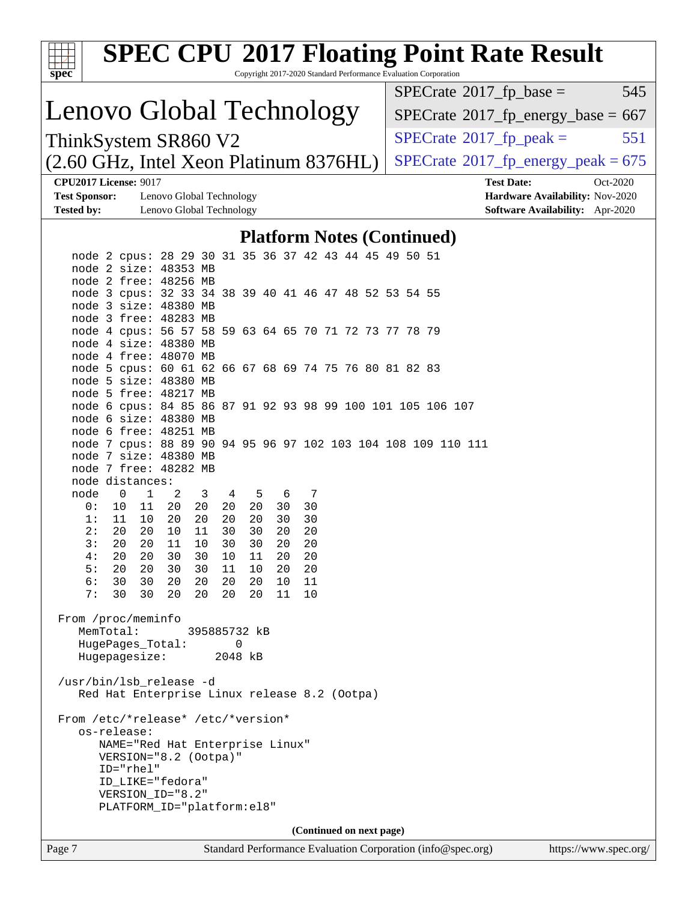# SPEC CPU 2017 Floating Point Rate Result

Copyright 2017-2020 Standard Performance Evaluation Corporation

## Lenovo Global Technology

ThinkSystem SR860 V2
(2.60 GHz, Intel Xeon Platinum 8376HL)

| | |
|---|---|
| SPECrate 2017_fp_base = | 545 |
| SPECrate 2017_fp_energy_base = | 667 |
| SPECrate 2017_fp_peak = | 551 |
| SPECrate 2017_fp_energy_peak = | 675 |

**CPU2017 License:** 9017
**Test Sponsor:** Lenovo Global Technology
**Tested by:** Lenovo Global Technology
**Test Date:** Oct-2020
**Hardware Availability:** Nov-2020
**Software Availability:** Apr-2020

## Platform Notes (Continued)

```
    node 2 cpus: 28 29 30 31 35 36 37 42 43 44 45 49 50 51
    node 2 size: 48353 MB
    node 2 free: 48256 MB
    node 3 cpus: 32 33 34 38 39 40 41 46 47 48 52 53 54 55
    node 3 size: 48380 MB
    node 3 free: 48283 MB
    node 4 cpus: 56 57 58 59 63 64 65 70 71 72 73 77 78 79
    node 4 size: 48380 MB
    node 4 free: 48070 MB
    node 5 cpus: 60 61 62 66 67 68 69 74 75 76 80 81 82 83
    node 5 size: 48380 MB
    node 5 free: 48217 MB
    node 6 cpus: 84 85 86 87 91 92 93 98 99 100 101 105 106 107
    node 6 size: 48380 MB
    node 6 free: 48251 MB
    node 7 cpus: 88 89 90 94 95 96 97 102 103 104 108 109 110 111
    node 7 size: 48380 MB
    node 7 free: 48282 MB
    node distances:
    node   0   1   2   3   4   5   6   7
      0:  10  11  20  20  20  20  30  30
      1:  11  10  20  20  20  20  30  30
      2:  20  20  10  11  30  30  20  20
      3:  20  20  11  10  30  30  20  20
      4:  20  20  30  30  10  11  20  20
      5:  20  20  30  30  11  10  20  20
      6:  30  30  20  20  20  20  10  11
      7:  30  30  20  20  20  20  11  10

 From /proc/meminfo
    MemTotal:       395885732 kB
    HugePages_Total:       0
    Hugepagesize:       2048 kB

 /usr/bin/lsb_release -d
    Red Hat Enterprise Linux release 8.2 (Ootpa)

 From /etc/*release* /etc/*version*
    os-release:
       NAME="Red Hat Enterprise Linux"
       VERSION="8.2 (Ootpa)"
       ID="rhel"
       ID_LIKE="fedora"
       VERSION_ID="8.2"
       PLATFORM_ID="platform:el8"
```

**(Continued on next page)**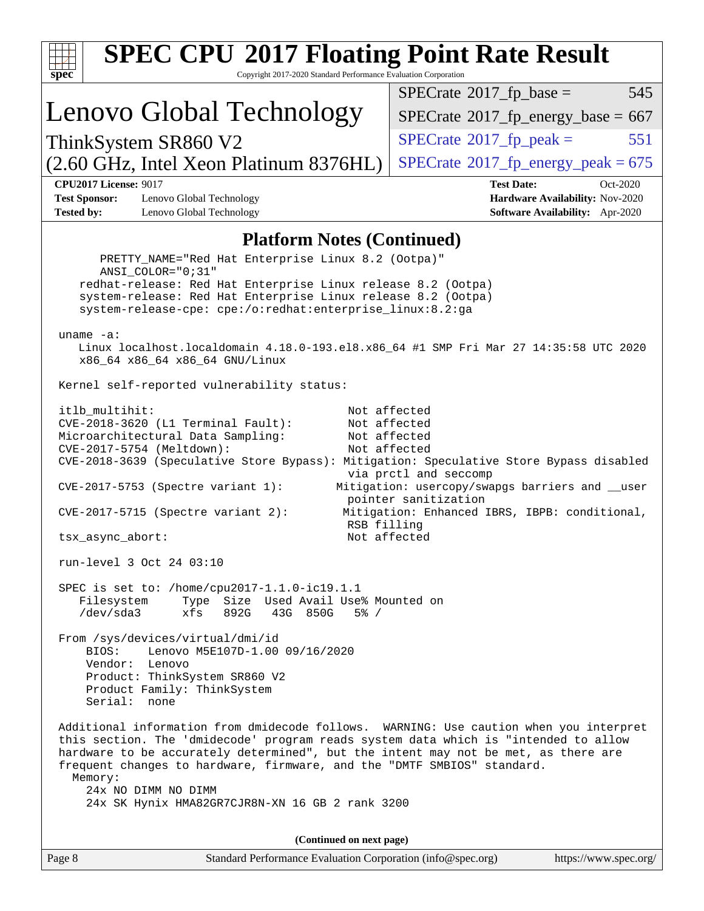# SPEC CPU 2017 Floating Point Rate Result

Copyright 2017-2020 Standard Performance Evaluation Corporation

## Lenovo Global Technology

ThinkSystem SR860 V2
(2.60 GHz, Intel Xeon Platinum 8376HL)

| | |
|---|---|
| SPECrate 2017_fp_base = | 545 |
| SPECrate 2017_fp_energy_base = | 667 |
| SPECrate 2017_fp_peak = | 551 |
| SPECrate 2017_fp_energy_peak = | 675 |

**CPU2017 License:** 9017
**Test Sponsor:** Lenovo Global Technology
**Tested by:** Lenovo Global Technology
**Test Date:** Oct-2020
**Hardware Availability:** Nov-2020
**Software Availability:** Apr-2020

## Platform Notes (Continued)

```
      PRETTY_NAME="Red Hat Enterprise Linux 8.2 (Ootpa)"
      ANSI_COLOR="0;31"
    redhat-release: Red Hat Enterprise Linux release 8.2 (Ootpa)
    system-release: Red Hat Enterprise Linux release 8.2 (Ootpa)
    system-release-cpe: cpe:/o:redhat:enterprise_linux:8.2:ga

 uname -a:
    Linux localhost.localdomain 4.18.0-193.el8.x86_64 #1 SMP Fri Mar 27 14:35:58 UTC 2020
    x86_64 x86_64 x86_64 GNU/Linux

 Kernel self-reported vulnerability status:

 itlb_multihit:                                   Not affected
 CVE-2018-3620 (L1 Terminal Fault):               Not affected
 Microarchitectural Data Sampling:                Not affected
 CVE-2017-5754 (Meltdown):                        Not affected
 CVE-2018-3639 (Speculative Store Bypass): Mitigation: Speculative Store Bypass disabled
                                                  via prctl and seccomp
 CVE-2017-5753 (Spectre variant 1):             Mitigation: usercopy/swapgs barriers and __user
                                                  pointer sanitization
 CVE-2017-5715 (Spectre variant 2):              Mitigation: Enhanced IBRS, IBPB: conditional,
                                                  RSB filling
 tsx_async_abort:                                 Not affected

 run-level 3 Oct 24 03:10

 SPEC is set to: /home/cpu2017-1.1.0-ic19.1.1
    Filesystem     Type  Size  Used Avail Use% Mounted on
    /dev/sda3      xfs   892G   43G  850G   5% /

 From /sys/devices/virtual/dmi/id
     BIOS:    Lenovo M5E107D-1.00 09/16/2020
     Vendor:  Lenovo
     Product: ThinkSystem SR860 V2
     Product Family: ThinkSystem
     Serial:  none

 Additional information from dmidecode follows.  WARNING: Use caution when you interpret
 this section. The 'dmidecode' program reads system data which is "intended to allow
 hardware to be accurately determined", but the intent may not be met, as there are
 frequent changes to hardware, firmware, and the "DMTF SMBIOS" standard.
   Memory:
     24x NO DIMM NO DIMM
     24x SK Hynix HMA82GR7CJR8N-XN 16 GB 2 rank 3200
```

**(Continued on next page)**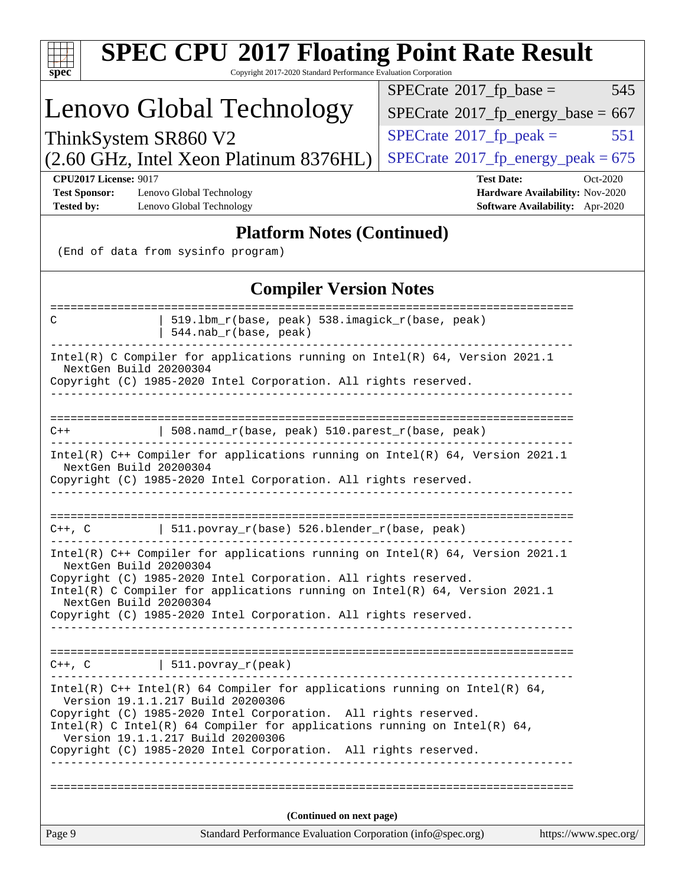# SPEC CPU 2017 Floating Point Rate Result

Copyright 2017-2020 Standard Performance Evaluation Corporation

# Lenovo Global Technology

ThinkSystem SR860 V2
(2.60 GHz, Intel Xeon Platinum 8376HL)

| | |
|---|---|
| SPECrate 2017_fp_base = | 545 |
| SPECrate 2017_fp_energy_base = | 667 |
| SPECrate 2017_fp_peak = | 551 |
| SPECrate 2017_fp_energy_peak = | 675 |

**CPU2017 License:** 9017
**Test Sponsor:** Lenovo Global Technology
**Tested by:** Lenovo Global Technology
**Test Date:** Oct-2020
**Hardware Availability:** Nov-2020
**Software Availability:** Apr-2020

## Platform Notes (Continued)

```
(End of data from sysinfo program)
```

## Compiler Version Notes

```
==============================================================================
C              | 519.lbm_r(base, peak) 538.imagick_r(base, peak)
               | 544.nab_r(base, peak)
------------------------------------------------------------------------------
Intel(R) C Compiler for applications running on Intel(R) 64, Version 2021.1
  NextGen Build 20200304
Copyright (C) 1985-2020 Intel Corporation. All rights reserved.
------------------------------------------------------------------------------

==============================================================================
C++            | 508.namd_r(base, peak) 510.parest_r(base, peak)
------------------------------------------------------------------------------
Intel(R) C++ Compiler for applications running on Intel(R) 64, Version 2021.1
  NextGen Build 20200304
Copyright (C) 1985-2020 Intel Corporation. All rights reserved.
------------------------------------------------------------------------------

==============================================================================
C++, C         | 511.povray_r(base) 526.blender_r(base, peak)
------------------------------------------------------------------------------
Intel(R) C++ Compiler for applications running on Intel(R) 64, Version 2021.1
  NextGen Build 20200304
Copyright (C) 1985-2020 Intel Corporation. All rights reserved.
Intel(R) C Compiler for applications running on Intel(R) 64, Version 2021.1
  NextGen Build 20200304
Copyright (C) 1985-2020 Intel Corporation. All rights reserved.
------------------------------------------------------------------------------

==============================================================================
C++, C         | 511.povray_r(peak)
------------------------------------------------------------------------------
Intel(R) C++ Intel(R) 64 Compiler for applications running on Intel(R) 64,
  Version 19.1.1.217 Build 20200306
Copyright (C) 1985-2020 Intel Corporation.  All rights reserved.
Intel(R) C Intel(R) 64 Compiler for applications running on Intel(R) 64,
  Version 19.1.1.217 Build 20200306
Copyright (C) 1985-2020 Intel Corporation.  All rights reserved.
------------------------------------------------------------------------------

==============================================================================
```

(Continued on next page)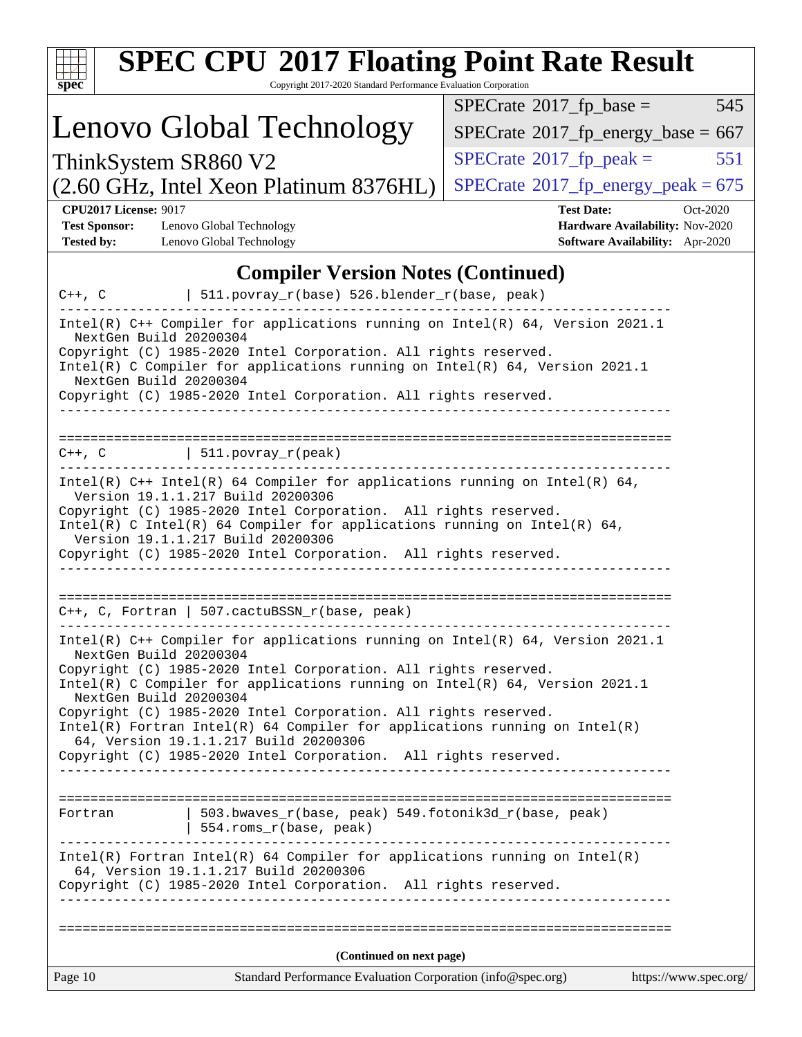# SPEC CPU 2017 Floating Point Rate Result

Copyright 2017-2020 Standard Performance Evaluation Corporation

## Lenovo Global Technology

ThinkSystem SR860 V2
(2.60 GHz, Intel Xeon Platinum 8376HL)

| | |
|---|---|
| SPECrate 2017_fp_base = | 545 |
| SPECrate 2017_fp_energy_base = | 667 |
| SPECrate 2017_fp_peak = | 551 |
| SPECrate 2017_fp_energy_peak = | 675 |

**CPU2017 License:** 9017
**Test Sponsor:** Lenovo Global Technology
**Tested by:** Lenovo Global Technology
**Test Date:** Oct-2020
**Hardware Availability:** Nov-2020
**Software Availability:** Apr-2020

### Compiler Version Notes (Continued)

```
C++, C          | 511.povray_r(base) 526.blender_r(base, peak)
------------------------------------------------------------------------------
Intel(R) C++ Compiler for applications running on Intel(R) 64, Version 2021.1
  NextGen Build 20200304
Copyright (C) 1985-2020 Intel Corporation. All rights reserved.
Intel(R) C Compiler for applications running on Intel(R) 64, Version 2021.1
  NextGen Build 20200304
Copyright (C) 1985-2020 Intel Corporation. All rights reserved.
------------------------------------------------------------------------------

==============================================================================
C++, C          | 511.povray_r(peak)
------------------------------------------------------------------------------
Intel(R) C++ Intel(R) 64 Compiler for applications running on Intel(R) 64,
  Version 19.1.1.217 Build 20200306
Copyright (C) 1985-2020 Intel Corporation.  All rights reserved.
Intel(R) C Intel(R) 64 Compiler for applications running on Intel(R) 64,
  Version 19.1.1.217 Build 20200306
Copyright (C) 1985-2020 Intel Corporation.  All rights reserved.
------------------------------------------------------------------------------

==============================================================================
C++, C, Fortran | 507.cactuBSSN_r(base, peak)
------------------------------------------------------------------------------
Intel(R) C++ Compiler for applications running on Intel(R) 64, Version 2021.1
  NextGen Build 20200304
Copyright (C) 1985-2020 Intel Corporation. All rights reserved.
Intel(R) C Compiler for applications running on Intel(R) 64, Version 2021.1
  NextGen Build 20200304
Copyright (C) 1985-2020 Intel Corporation. All rights reserved.
Intel(R) Fortran Intel(R) 64 Compiler for applications running on Intel(R)
  64, Version 19.1.1.217 Build 20200306
Copyright (C) 1985-2020 Intel Corporation.  All rights reserved.
------------------------------------------------------------------------------

==============================================================================
Fortran         | 503.bwaves_r(base, peak) 549.fotonik3d_r(base, peak)
                | 554.roms_r(base, peak)
------------------------------------------------------------------------------
Intel(R) Fortran Intel(R) 64 Compiler for applications running on Intel(R)
  64, Version 19.1.1.217 Build 20200306
Copyright (C) 1985-2020 Intel Corporation.  All rights reserved.
------------------------------------------------------------------------------

==============================================================================
```

(Continued on next page)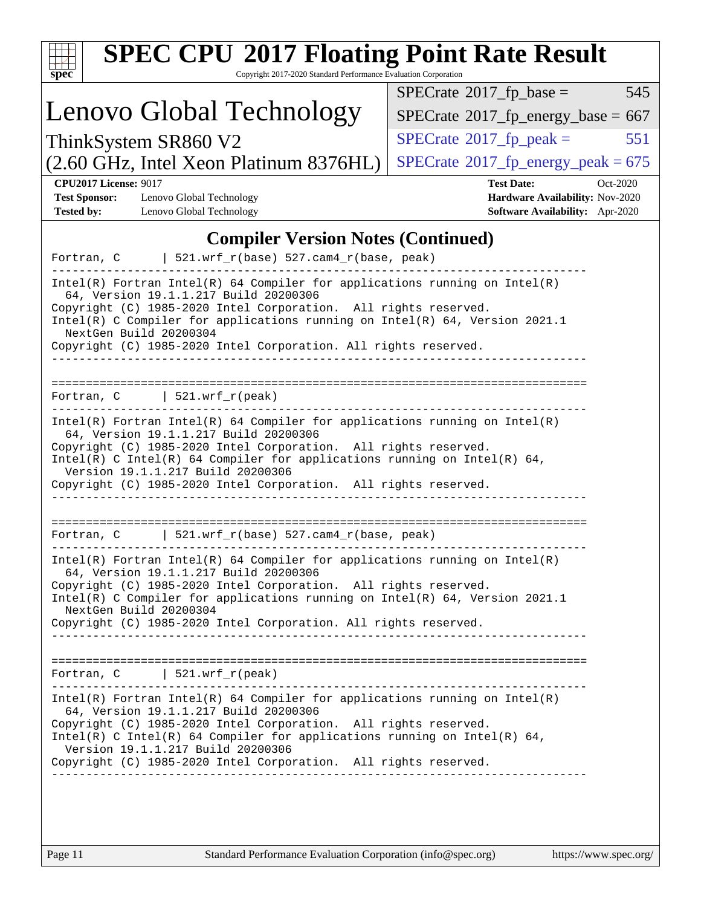# SPEC CPU 2017 Floating Point Rate Result

Copyright 2017-2020 Standard Performance Evaluation Corporation

## Lenovo Global Technology

ThinkSystem SR860 V2
(2.60 GHz, Intel Xeon Platinum 8376HL)

| | |
|---|---|
| SPECrate 2017_fp_base = | 545 |
| SPECrate 2017_fp_energy_base = | 667 |
| SPECrate 2017_fp_peak = | 551 |
| SPECrate 2017_fp_energy_peak = | 675 |

**CPU2017 License:** 9017
**Test Sponsor:** Lenovo Global Technology
**Tested by:** Lenovo Global Technology
**Test Date:** Oct-2020
**Hardware Availability:** Nov-2020
**Software Availability:** Apr-2020

### Compiler Version Notes (Continued)

```
Fortran, C      | 521.wrf_r(base) 527.cam4_r(base, peak)
------------------------------------------------------------------------------
Intel(R) Fortran Intel(R) 64 Compiler for applications running on Intel(R)
  64, Version 19.1.1.217 Build 20200306
Copyright (C) 1985-2020 Intel Corporation.  All rights reserved.
Intel(R) C Compiler for applications running on Intel(R) 64, Version 2021.1
  NextGen Build 20200304
Copyright (C) 1985-2020 Intel Corporation. All rights reserved.
------------------------------------------------------------------------------

==============================================================================
Fortran, C      | 521.wrf_r(peak)
------------------------------------------------------------------------------
Intel(R) Fortran Intel(R) 64 Compiler for applications running on Intel(R)
  64, Version 19.1.1.217 Build 20200306
Copyright (C) 1985-2020 Intel Corporation.  All rights reserved.
Intel(R) C Intel(R) 64 Compiler for applications running on Intel(R) 64,
  Version 19.1.1.217 Build 20200306
Copyright (C) 1985-2020 Intel Corporation.  All rights reserved.
------------------------------------------------------------------------------

==============================================================================
Fortran, C      | 521.wrf_r(base) 527.cam4_r(base, peak)
------------------------------------------------------------------------------
Intel(R) Fortran Intel(R) 64 Compiler for applications running on Intel(R)
  64, Version 19.1.1.217 Build 20200306
Copyright (C) 1985-2020 Intel Corporation.  All rights reserved.
Intel(R) C Compiler for applications running on Intel(R) 64, Version 2021.1
  NextGen Build 20200304
Copyright (C) 1985-2020 Intel Corporation. All rights reserved.
------------------------------------------------------------------------------

==============================================================================
Fortran, C      | 521.wrf_r(peak)
------------------------------------------------------------------------------
Intel(R) Fortran Intel(R) 64 Compiler for applications running on Intel(R)
  64, Version 19.1.1.217 Build 20200306
Copyright (C) 1985-2020 Intel Corporation.  All rights reserved.
Intel(R) C Intel(R) 64 Compiler for applications running on Intel(R) 64,
  Version 19.1.1.217 Build 20200306
Copyright (C) 1985-2020 Intel Corporation.  All rights reserved.
------------------------------------------------------------------------------
```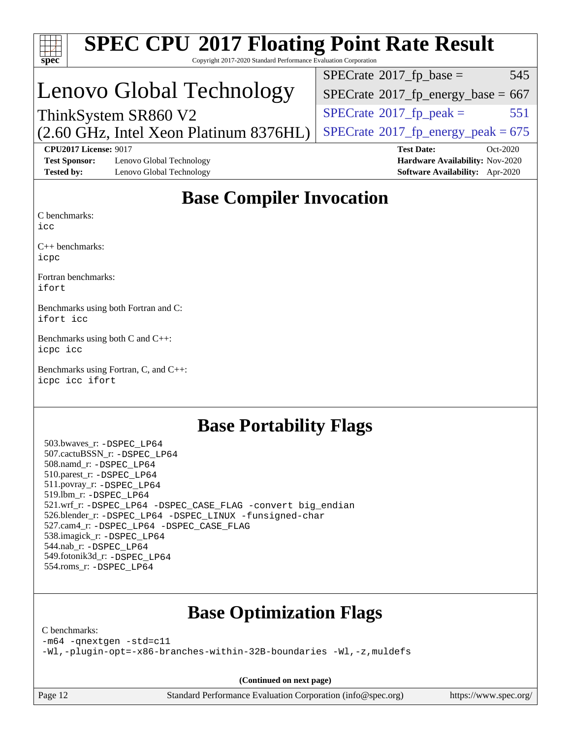# SPEC CPU 2017 Floating Point Rate Result

Copyright 2017-2020 Standard Performance Evaluation Corporation

# Lenovo Global Technology

ThinkSystem SR860 V2
(2.60 GHz, Intel Xeon Platinum 8376HL)

| | |
|---|---|
| SPECrate 2017_fp_base = | 545 |
| SPECrate 2017_fp_energy_base = | 667 |
| SPECrate 2017_fp_peak = | 551 |
| SPECrate 2017_fp_energy_peak = | 675 |

**CPU2017 License:** 9017
**Test Sponsor:** Lenovo Global Technology
**Tested by:** Lenovo Global Technology

**Test Date:** Oct-2020
**Hardware Availability:** Nov-2020
**Software Availability:** Apr-2020

## Base Compiler Invocation

C benchmarks:
`icc`

C++ benchmarks:
`icpc`

Fortran benchmarks:
`ifort`

Benchmarks using both Fortran and C:
`ifort icc`

Benchmarks using both C and C++:
`icpc icc`

Benchmarks using Fortran, C, and C++:
`icpc icc ifort`

## Base Portability Flags

503.bwaves_r: `-DSPEC_LP64`
507.cactuBSSN_r: `-DSPEC_LP64`
508.namd_r: `-DSPEC_LP64`
510.parest_r: `-DSPEC_LP64`
511.povray_r: `-DSPEC_LP64`
519.lbm_r: `-DSPEC_LP64`
521.wrf_r: `-DSPEC_LP64 -DSPEC_CASE_FLAG -convert big_endian`
526.blender_r: `-DSPEC_LP64 -DSPEC_LINUX -funsigned-char`
527.cam4_r: `-DSPEC_LP64 -DSPEC_CASE_FLAG`
538.imagick_r: `-DSPEC_LP64`
544.nab_r: `-DSPEC_LP64`
549.fotonik3d_r: `-DSPEC_LP64`
554.roms_r: `-DSPEC_LP64`

## Base Optimization Flags

C benchmarks:
```
-m64 -qnextgen -std=c11
-Wl,-plugin-opt=-x86-branches-within-32B-boundaries -Wl,-z,muldefs
```

**(Continued on next page)**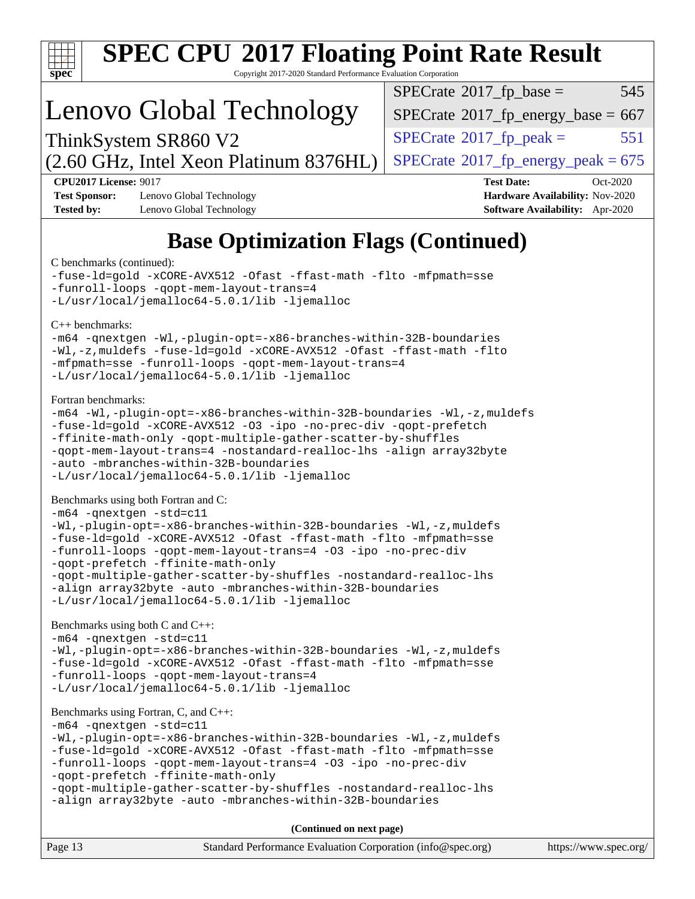# SPEC CPU 2017 Floating Point Rate Result

Copyright 2017-2020 Standard Performance Evaluation Corporation

## Lenovo Global Technology

ThinkSystem SR860 V2
(2.60 GHz, Intel Xeon Platinum 8376HL)

| | |
|---|---|
| SPECrate 2017_fp_base = | 545 |
| SPECrate 2017_fp_energy_base = | 667 |
| SPECrate 2017_fp_peak = | 551 |
| SPECrate 2017_fp_energy_peak = | 675 |

**CPU2017 License:** 9017
**Test Sponsor:** Lenovo Global Technology
**Tested by:** Lenovo Global Technology
**Test Date:** Oct-2020
**Hardware Availability:** Nov-2020
**Software Availability:** Apr-2020

## Base Optimization Flags (Continued)

C benchmarks (continued):

```
-fuse-ld=gold -xCORE-AVX512 -Ofast -ffast-math -flto -mfpmath=sse
-funroll-loops -qopt-mem-layout-trans=4
-L/usr/local/jemalloc64-5.0.1/lib -ljemalloc
```

C++ benchmarks:

```
-m64 -qnextgen -Wl,-plugin-opt=-x86-branches-within-32B-boundaries
-Wl,-z,muldefs -fuse-ld=gold -xCORE-AVX512 -Ofast -ffast-math -flto
-mfpmath=sse -funroll-loops -qopt-mem-layout-trans=4
-L/usr/local/jemalloc64-5.0.1/lib -ljemalloc
```

Fortran benchmarks:

```
-m64 -Wl,-plugin-opt=-x86-branches-within-32B-boundaries -Wl,-z,muldefs
-fuse-ld=gold -xCORE-AVX512 -O3 -ipo -no-prec-div -qopt-prefetch
-ffinite-math-only -qopt-multiple-gather-scatter-by-shuffles
-qopt-mem-layout-trans=4 -nostandard-realloc-lhs -align array32byte
-auto -mbranches-within-32B-boundaries
-L/usr/local/jemalloc64-5.0.1/lib -ljemalloc
```

Benchmarks using both Fortran and C:

```
-m64 -qnextgen -std=c11
-Wl,-plugin-opt=-x86-branches-within-32B-boundaries -Wl,-z,muldefs
-fuse-ld=gold -xCORE-AVX512 -Ofast -ffast-math -flto -mfpmath=sse
-funroll-loops -qopt-mem-layout-trans=4 -O3 -ipo -no-prec-div
-qopt-prefetch -ffinite-math-only
-qopt-multiple-gather-scatter-by-shuffles -nostandard-realloc-lhs
-align array32byte -auto -mbranches-within-32B-boundaries
-L/usr/local/jemalloc64-5.0.1/lib -ljemalloc
```

Benchmarks using both C and C++:

```
-m64 -qnextgen -std=c11
-Wl,-plugin-opt=-x86-branches-within-32B-boundaries -Wl,-z,muldefs
-fuse-ld=gold -xCORE-AVX512 -Ofast -ffast-math -flto -mfpmath=sse
-funroll-loops -qopt-mem-layout-trans=4
-L/usr/local/jemalloc64-5.0.1/lib -ljemalloc
```

Benchmarks using Fortran, C, and C++:

```
-m64 -qnextgen -std=c11
-Wl,-plugin-opt=-x86-branches-within-32B-boundaries -Wl,-z,muldefs
-fuse-ld=gold -xCORE-AVX512 -Ofast -ffast-math -flto -mfpmath=sse
-funroll-loops -qopt-mem-layout-trans=4 -O3 -ipo -no-prec-div
-qopt-prefetch -ffinite-math-only
-qopt-multiple-gather-scatter-by-shuffles -nostandard-realloc-lhs
-align array32byte -auto -mbranches-within-32B-boundaries
```

**(Continued on next page)**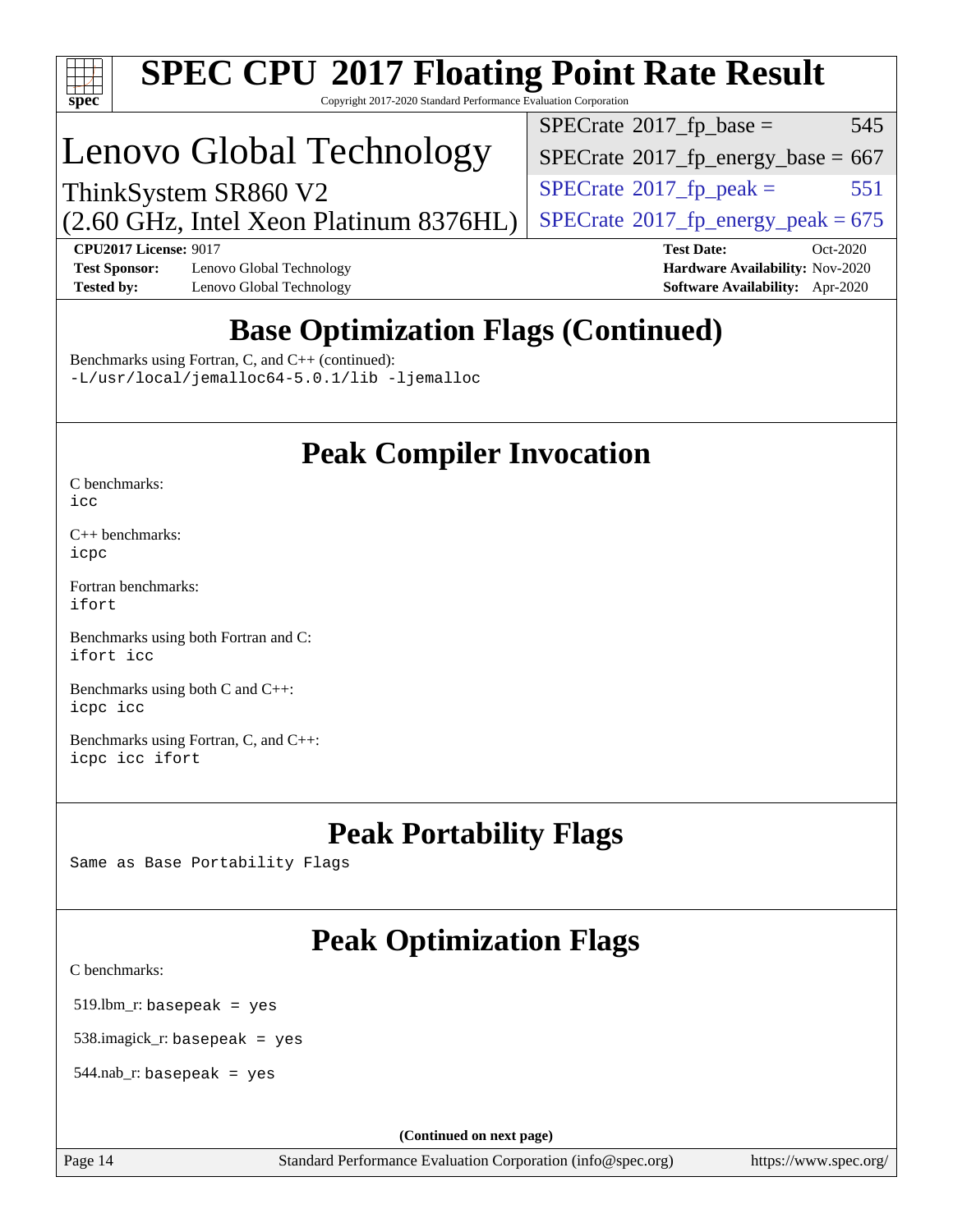# SPEC CPU 2017 Floating Point Rate Result

Copyright 2017-2020 Standard Performance Evaluation Corporation

## Lenovo Global Technology

ThinkSystem SR860 V2
(2.60 GHz, Intel Xeon Platinum 8376HL)

| | |
|---|---|
| SPECrate 2017_fp_base = | 545 |
| SPECrate 2017_fp_energy_base = | 667 |
| SPECrate 2017_fp_peak = | 551 |
| SPECrate 2017_fp_energy_peak = | 675 |

**CPU2017 License:** 9017
**Test Sponsor:** Lenovo Global Technology
**Tested by:** Lenovo Global Technology
**Test Date:** Oct-2020
**Hardware Availability:** Nov-2020
**Software Availability:** Apr-2020

## Base Optimization Flags (Continued)

Benchmarks using Fortran, C, and C++ (continued):
`-L/usr/local/jemalloc64-5.0.1/lib -ljemalloc`

## Peak Compiler Invocation

C benchmarks:
`icc`

C++ benchmarks:
`icpc`

Fortran benchmarks:
`ifort`

Benchmarks using both Fortran and C:
`ifort icc`

Benchmarks using both C and C++:
`icpc icc`

Benchmarks using Fortran, C, and C++:
`icpc icc ifort`

## Peak Portability Flags

Same as Base Portability Flags

## Peak Optimization Flags

C benchmarks:

519.lbm_r: `basepeak = yes`

538.imagick_r: `basepeak = yes`

544.nab_r: `basepeak = yes`

(Continued on next page)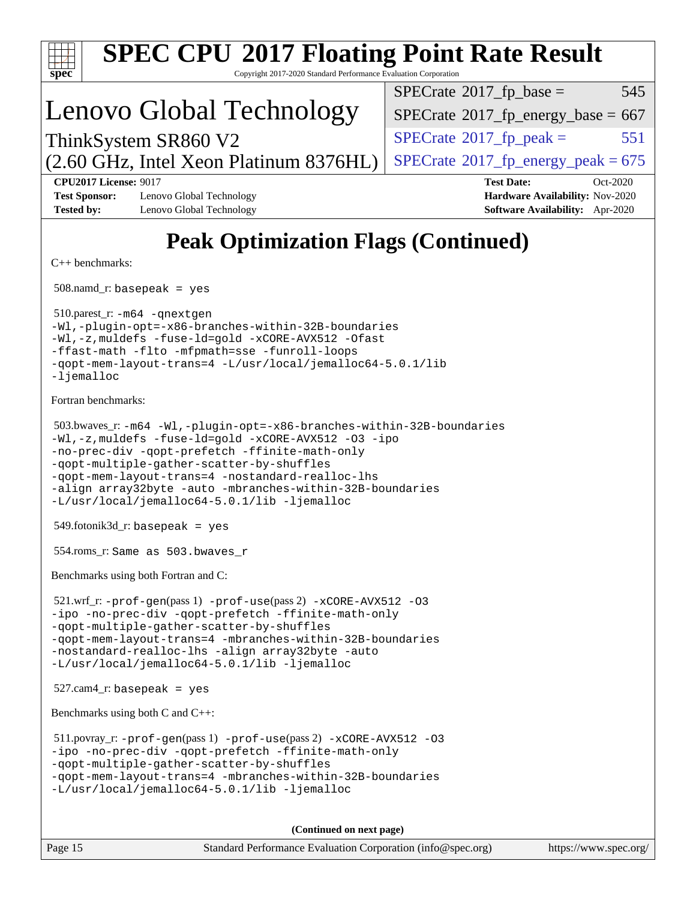# SPEC CPU 2017 Floating Point Rate Result

Copyright 2017-2020 Standard Performance Evaluation Corporation

## Lenovo Global Technology

ThinkSystem SR860 V2
(2.60 GHz, Intel Xeon Platinum 8376HL)

| | |
|---|---|
| SPECrate 2017_fp_base = | 545 |
| SPECrate 2017_fp_energy_base = | 667 |
| SPECrate 2017_fp_peak = | 551 |
| SPECrate 2017_fp_energy_peak = | 675 |

**CPU2017 License:** 9017
**Test Sponsor:** Lenovo Global Technology
**Tested by:** Lenovo Global Technology
**Test Date:** Oct-2020
**Hardware Availability:** Nov-2020
**Software Availability:** Apr-2020

# Peak Optimization Flags (Continued)

C++ benchmarks:

508.namd_r: `basepeak = yes`

510.parest_r:
```
-m64 -qnextgen
-Wl,-plugin-opt=-x86-branches-within-32B-boundaries
-Wl,-z,muldefs -fuse-ld=gold -xCORE-AVX512 -Ofast
-ffast-math -flto -mfpmath=sse -funroll-loops
-qopt-mem-layout-trans=4 -L/usr/local/jemalloc64-5.0.1/lib
-ljemalloc
```

Fortran benchmarks:

503.bwaves_r:
```
-m64 -Wl,-plugin-opt=-x86-branches-within-32B-boundaries
-Wl,-z,muldefs -fuse-ld=gold -xCORE-AVX512 -O3 -ipo
-no-prec-div -qopt-prefetch -ffinite-math-only
-qopt-multiple-gather-scatter-by-shuffles
-qopt-mem-layout-trans=4 -nostandard-realloc-lhs
-align array32byte -auto -mbranches-within-32B-boundaries
-L/usr/local/jemalloc64-5.0.1/lib -ljemalloc
```

549.fotonik3d_r: `basepeak = yes`

554.roms_r: `Same as 503.bwaves_r`

Benchmarks using both Fortran and C:

521.wrf_r: `-prof-gen`(pass 1) `-prof-use`(pass 2) 
```
-xCORE-AVX512 -O3
-ipo -no-prec-div -qopt-prefetch -ffinite-math-only
-qopt-multiple-gather-scatter-by-shuffles
-qopt-mem-layout-trans=4 -mbranches-within-32B-boundaries
-nostandard-realloc-lhs -align array32byte -auto
-L/usr/local/jemalloc64-5.0.1/lib -ljemalloc
```

527.cam4_r: `basepeak = yes`

Benchmarks using both C and C++:

511.povray_r: `-prof-gen`(pass 1) `-prof-use`(pass 2) 
```
-xCORE-AVX512 -O3
-ipo -no-prec-div -qopt-prefetch -ffinite-math-only
-qopt-multiple-gather-scatter-by-shuffles
-qopt-mem-layout-trans=4 -mbranches-within-32B-boundaries
-L/usr/local/jemalloc64-5.0.1/lib -ljemalloc
```

**(Continued on next page)**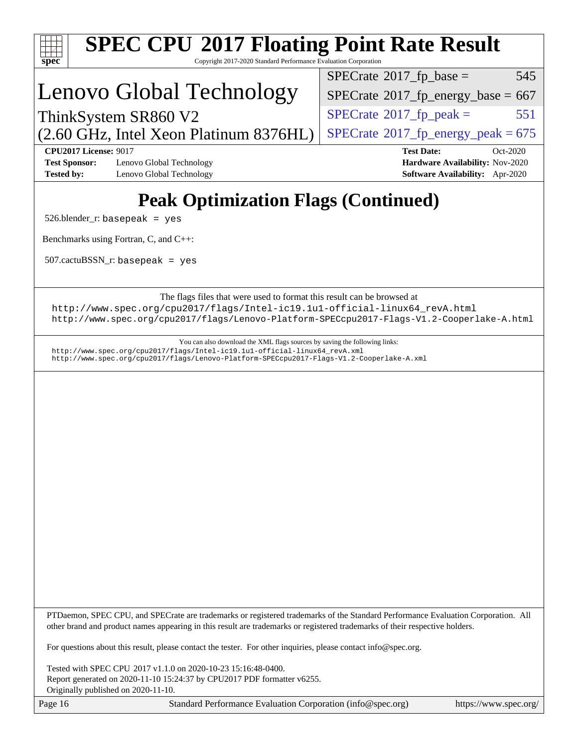# Peak Optimization Flags (Continued)

526.blender_r: basepeak = yes

Benchmarks using Fortran, C, and C++:

507.cactuBSSN_r: basepeak = yes

The flags files that were used to format this result can be browsed at
http://www.spec.org/cpu2017/flags/Intel-ic19.1u1-official-linux64_revA.html
http://www.spec.org/cpu2017/flags/Lenovo-Platform-SPECcpu2017-Flags-V1.2-Cooperlake-A.html

You can also download the XML flags sources by saving the following links:
http://www.spec.org/cpu2017/flags/Intel-ic19.1u1-official-linux64_revA.xml
http://www.spec.org/cpu2017/flags/Lenovo-Platform-SPECcpu2017-Flags-V1.2-Cooperlake-A.xml

PTDaemon, SPEC CPU, and SPECrate are trademarks or registered trademarks of the Standard Performance Evaluation Corporation. All other brand and product names appearing in this result are trademarks or registered trademarks of their respective holders.

For questions about this result, please contact the tester. For other inquiries, please contact info@spec.org.

Tested with SPEC CPU 2017 v1.1.0 on 2020-10-23 15:16:48-0400.
Report generated on 2020-11-10 15:24:37 by CPU2017 PDF formatter v6255.
Originally published on 2020-11-10.